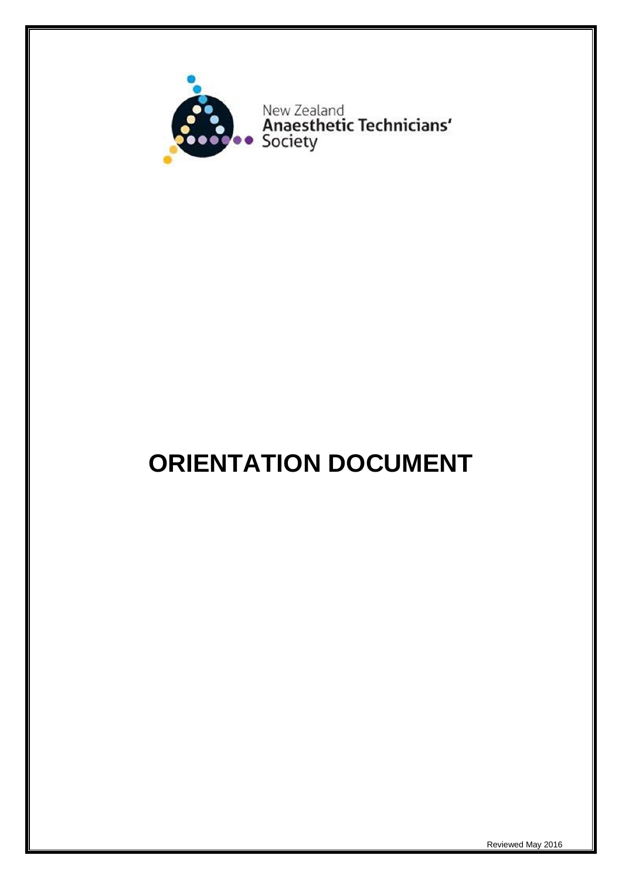New Zealand
**Anaesthetic Technicians'**
Society

# ORIENTATION DOCUMENT

Reviewed May 2016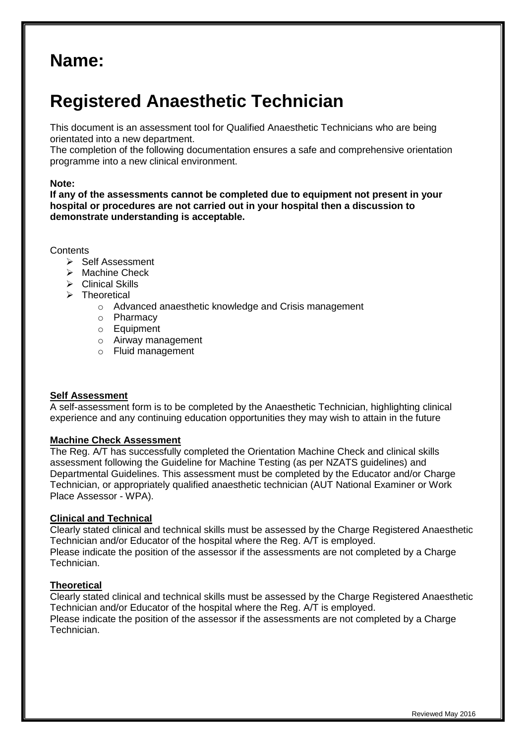# Name:

# Registered Anaesthetic Technician

This document is an assessment tool for Qualified Anaesthetic Technicians who are being orientated into a new department.
The completion of the following documentation ensures a safe and comprehensive orientation programme into a new clinical environment.

**Note:**
**If any of the assessments cannot be completed due to equipment not present in your hospital or procedures are not carried out in your hospital then a discussion to demonstrate understanding is acceptable.**

Contents

- Self Assessment
- Machine Check
- Clinical Skills
- Theoretical
  - Advanced anaesthetic knowledge and Crisis management
  - Pharmacy
  - Equipment
  - Airway management
  - Fluid management

**Self Assessment**

A self-assessment form is to be completed by the Anaesthetic Technician, highlighting clinical experience and any continuing education opportunities they may wish to attain in the future

**Machine Check Assessment**

The Reg. A/T has successfully completed the Orientation Machine Check and clinical skills assessment following the Guideline for Machine Testing (as per NZATS guidelines) and Departmental Guidelines. This assessment must be completed by the Educator and/or Charge Technician, or appropriately qualified anaesthetic technician (AUT National Examiner or Work Place Assessor - WPA).

**Clinical and Technical**

Clearly stated clinical and technical skills must be assessed by the Charge Registered Anaesthetic Technician and/or Educator of the hospital where the Reg. A/T is employed.
Please indicate the position of the assessor if the assessments are not completed by a Charge Technician.

**Theoretical**

Clearly stated clinical and technical skills must be assessed by the Charge Registered Anaesthetic Technician and/or Educator of the hospital where the Reg. A/T is employed.
Please indicate the position of the assessor if the assessments are not completed by a Charge Technician.

Reviewed May 2016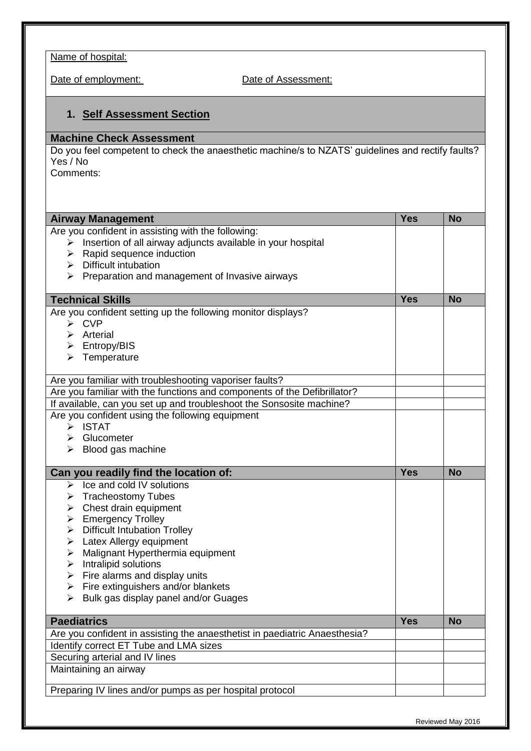Name of hospital:

Date of employment: Date of Assessment:

## 1. Self Assessment Section

### Machine Check Assessment

Do you feel competent to check the anaesthetic machine/s to NZATS' guidelines and rectify faults?
Yes / No
Comments:

| Airway Management | Yes | No |
|---|---|---|
| Are you confident in assisting with the following:<br>➢ Insertion of all airway adjuncts available in your hospital<br>➢ Rapid sequence induction<br>➢ Difficult intubation<br>➢ Preparation and management of Invasive airways | | |

| Technical Skills | Yes | No |
|---|---|---|
| Are you confident setting up the following monitor displays?<br>➢ CVP<br>➢ Arterial<br>➢ Entropy/BIS<br>➢ Temperature | | |
| Are you familiar with troubleshooting vaporiser faults? | | |
| Are you familiar with the functions and components of the Defibrillator? | | |
| If available, can you set up and troubleshoot the Sonsosite machine? | | |
| Are you confident using the following equipment<br>➢ ISTAT<br>➢ Glucometer<br>➢ Blood gas machine | | |

| Can you readily find the location of: | Yes | No |
|---|---|---|
| ➢ Ice and cold IV solutions<br>➢ Tracheostomy Tubes<br>➢ Chest drain equipment<br>➢ Emergency Trolley<br>➢ Difficult Intubation Trolley<br>➢ Latex Allergy equipment<br>➢ Malignant Hyperthermia equipment<br>➢ Intralipid solutions<br>➢ Fire alarms and display units<br>➢ Fire extinguishers and/or blankets<br>➢ Bulk gas display panel and/or Guages | | |

| Paediatrics | Yes | No |
|---|---|---|
| Are you confident in assisting the anaesthetist in paediatric Anaesthesia? | | |
| Identify correct ET Tube and LMA sizes | | |
| Securing arterial and IV lines | | |
| Maintaining an airway | | |
| Preparing IV lines and/or pumps as per hospital protocol | | |

Reviewed May 2016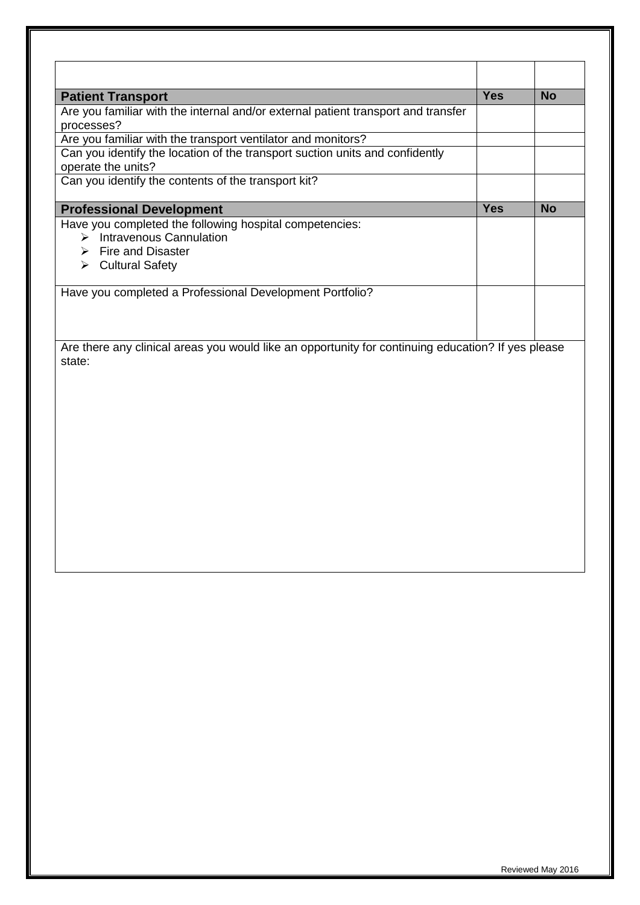| | Yes | No |
|---|---|---|
| **Patient Transport** | **Yes** | **No** |
| Are you familiar with the internal and/or external patient transport and transfer processes? | | |
| Are you familiar with the transport ventilator and monitors? | | |
| Can you identify the location of the transport suction units and confidently operate the units? | | |
| Can you identify the contents of the transport kit? | | |
| **Professional Development** | **Yes** | **No** |
| Have you completed the following hospital competencies:<br>➢ Intravenous Cannulation<br>➢ Fire and Disaster<br>➢ Cultural Safety | | |
| Have you completed a Professional Development Portfolio? | | |

Are there any clinical areas you would like an opportunity for continuing education? If yes please state:

Reviewed May 2016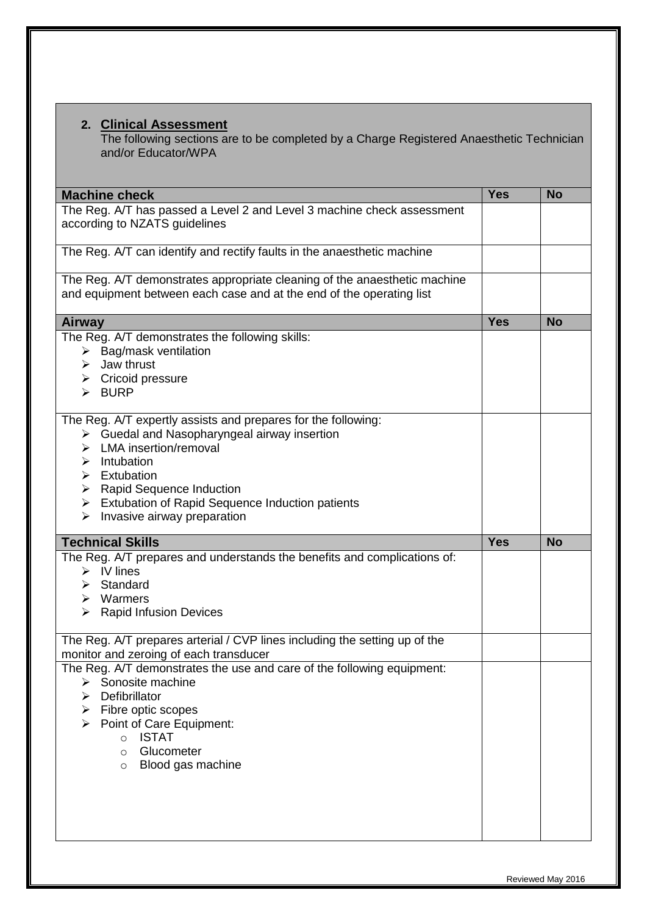## 2. Clinical Assessment

The following sections are to be completed by a Charge Registered Anaesthetic Technician and/or Educator/WPA

| Machine check | Yes | No |
|---|---|---|
| The Reg. A/T has passed a Level 2 and Level 3 machine check assessment according to NZATS guidelines | | |
| The Reg. A/T can identify and rectify faults in the anaesthetic machine | | |
| The Reg. A/T demonstrates appropriate cleaning of the anaesthetic machine and equipment between each case and at the end of the operating list | | |
| **Airway** | **Yes** | **No** |
| The Reg. A/T demonstrates the following skills:<br>➢ Bag/mask ventilation<br>➢ Jaw thrust<br>➢ Cricoid pressure<br>➢ BURP | | |
| The Reg. A/T expertly assists and prepares for the following:<br>➢ Guedal and Nasopharyngeal airway insertion<br>➢ LMA insertion/removal<br>➢ Intubation<br>➢ Extubation<br>➢ Rapid Sequence Induction<br>➢ Extubation of Rapid Sequence Induction patients<br>➢ Invasive airway preparation | | |
| **Technical Skills** | **Yes** | **No** |
| The Reg. A/T prepares and understands the benefits and complications of:<br>➢ IV lines<br>➢ Standard<br>➢ Warmers<br>➢ Rapid Infusion Devices | | |
| The Reg. A/T prepares arterial / CVP lines including the setting up of the monitor and zeroing of each transducer | | |
| The Reg. A/T demonstrates the use and care of the following equipment:<br>➢ Sonosite machine<br>➢ Defibrillator<br>➢ Fibre optic scopes<br>➢ Point of Care Equipment:<br>o ISTAT<br>o Glucometer<br>o Blood gas machine | | |

Reviewed May 2016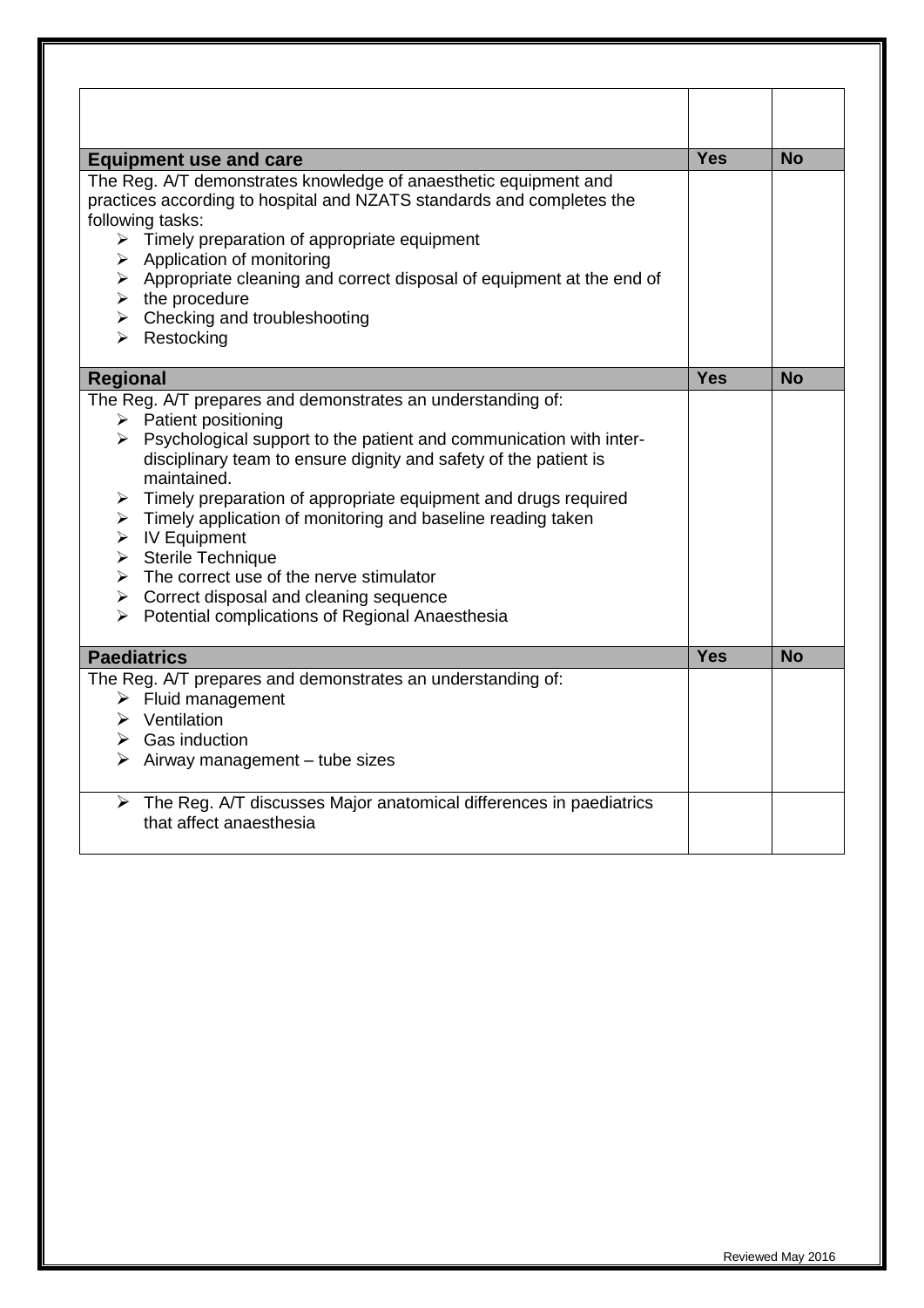| | | |
|---|---|---|
| **Equipment use and care** | **Yes** | **No** |
| The Reg. A/T demonstrates knowledge of anaesthetic equipment and practices according to hospital and NZATS standards and completes the following tasks:<br>➢ Timely preparation of appropriate equipment<br>➢ Application of monitoring<br>➢ Appropriate cleaning and correct disposal of equipment at the end of<br>➢ the procedure<br>➢ Checking and troubleshooting<br>➢ Restocking | | |
| **Regional** | **Yes** | **No** |
| The Reg. A/T prepares and demonstrates an understanding of:<br>➢ Patient positioning<br>➢ Psychological support to the patient and communication with inter-disciplinary team to ensure dignity and safety of the patient is maintained.<br>➢ Timely preparation of appropriate equipment and drugs required<br>➢ Timely application of monitoring and baseline reading taken<br>➢ IV Equipment<br>➢ Sterile Technique<br>➢ The correct use of the nerve stimulator<br>➢ Correct disposal and cleaning sequence<br>➢ Potential complications of Regional Anaesthesia | | |
| **Paediatrics** | **Yes** | **No** |
| The Reg. A/T prepares and demonstrates an understanding of:<br>➢ Fluid management<br>➢ Ventilation<br>➢ Gas induction<br>➢ Airway management – tube sizes | | |
| ➢ The Reg. A/T discusses Major anatomical differences in paediatrics that affect anaesthesia | | |

Reviewed May 2016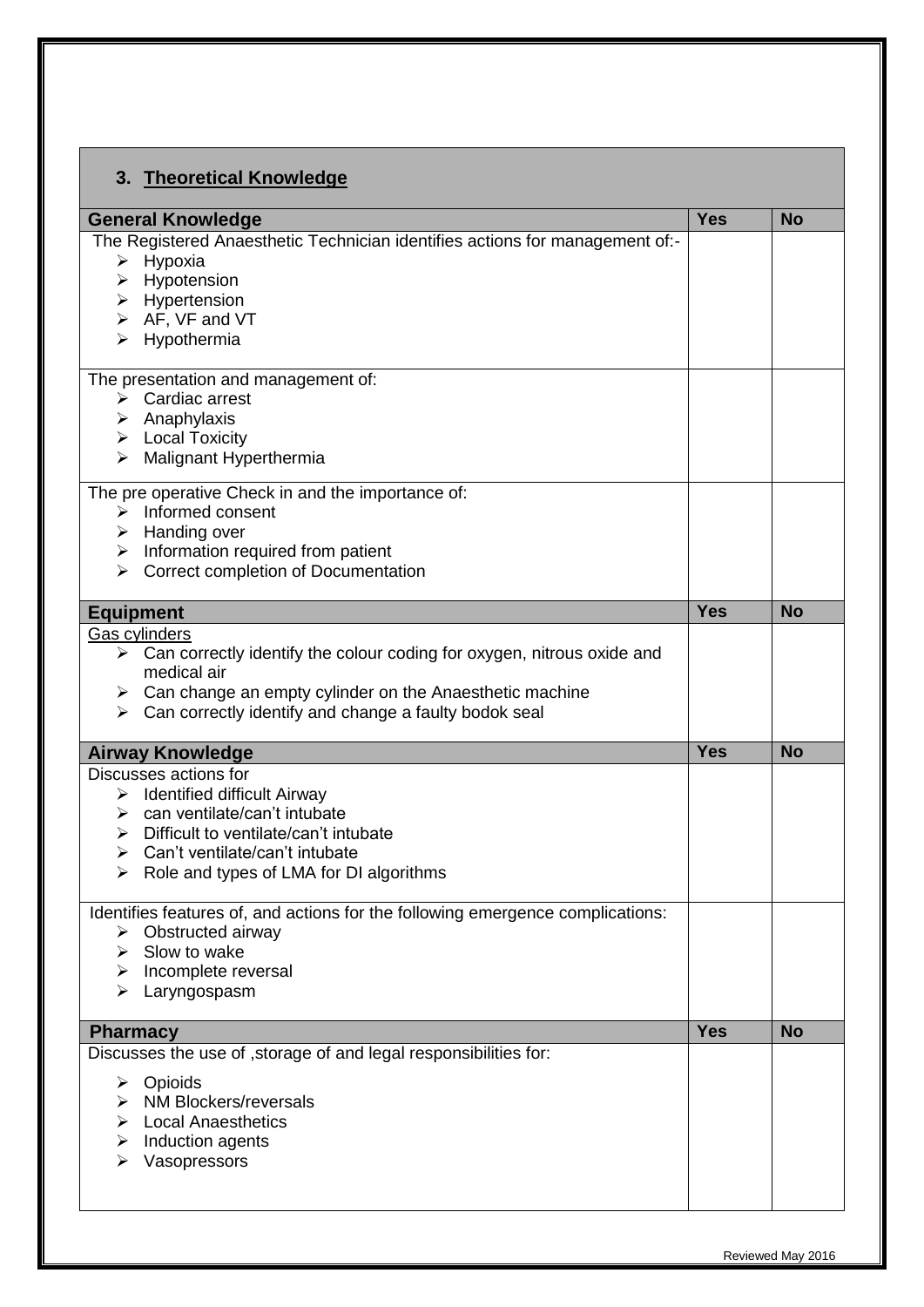## 3. Theoretical Knowledge

| General Knowledge | Yes | No |
|---|---|---|
| The Registered Anaesthetic Technician identifies actions for management of:-<br>➢ Hypoxia<br>➢ Hypotension<br>➢ Hypertension<br>➢ AF, VF and VT<br>➢ Hypothermia | | |
| The presentation and management of:<br>➢ Cardiac arrest<br>➢ Anaphylaxis<br>➢ Local Toxicity<br>➢ Malignant Hyperthermia | | |
| The pre operative Check in and the importance of:<br>➢ Informed consent<br>➢ Handing over<br>➢ Information required from patient<br>➢ Correct completion of Documentation | | |

| Equipment | Yes | No |
|---|---|---|
| Gas cylinders<br>➢ Can correctly identify the colour coding for oxygen, nitrous oxide and medical air<br>➢ Can change an empty cylinder on the Anaesthetic machine<br>➢ Can correctly identify and change a faulty bodok seal | | |

| Airway Knowledge | Yes | No |
|---|---|---|
| Discusses actions for<br>➢ Identified difficult Airway<br>➢ can ventilate/can't intubate<br>➢ Difficult to ventilate/can't intubate<br>➢ Can't ventilate/can't intubate<br>➢ Role and types of LMA for DI algorithms | | |
| Identifies features of, and actions for the following emergence complications:<br>➢ Obstructed airway<br>➢ Slow to wake<br>➢ Incomplete reversal<br>➢ Laryngospasm | | |

| Pharmacy | Yes | No |
|---|---|---|
| Discusses the use of ,storage of and legal responsibilities for:<br>➢ Opioids<br>➢ NM Blockers/reversals<br>➢ Local Anaesthetics<br>➢ Induction agents<br>➢ Vasopressors | | |

Reviewed May 2016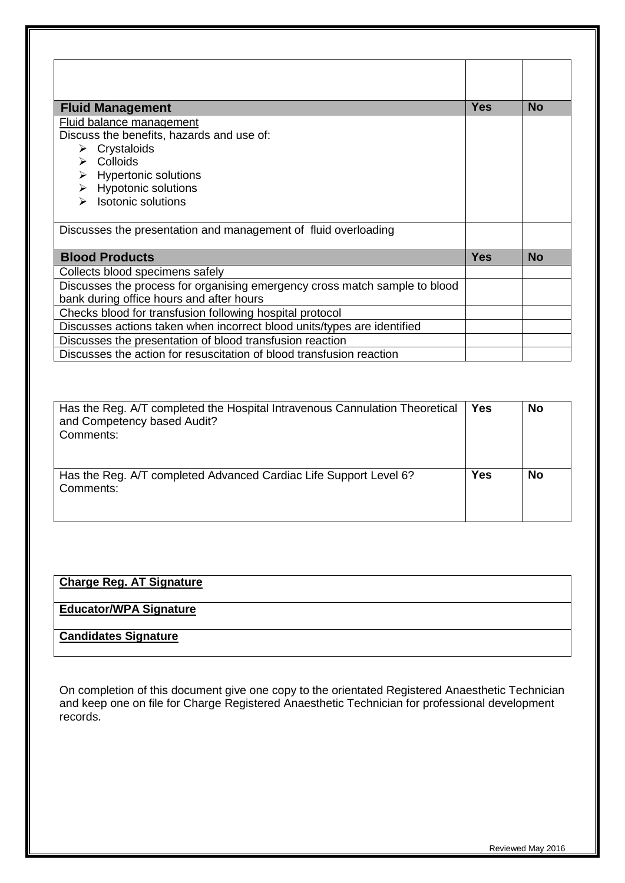| | | |
|---|---|---|
| **Fluid Management** | **Yes** | **No** |
| Fluid balance management<br>Discuss the benefits, hazards and use of:<br>➢ Crystaloids<br>➢ Colloids<br>➢ Hypertonic solutions<br>➢ Hypotonic solutions<br>➢ Isotonic solutions | | |
| Discusses the presentation and management of fluid overloading | | |
| **Blood Products** | **Yes** | **No** |
| Collects blood specimens safely | | |
| Discusses the process for organising emergency cross match sample to blood bank during office hours and after hours | | |
| Checks blood for transfusion following hospital protocol | | |
| Discusses actions taken when incorrect blood units/types are identified | | |
| Discusses the presentation of blood transfusion reaction | | |
| Discusses the action for resuscitation of blood transfusion reaction | | |

| | | |
|---|---|---|
| Has the Reg. A/T completed the Hospital Intravenous Cannulation Theoretical and Competency based Audit?<br>Comments: | **Yes** | **No** |
| Has the Reg. A/T completed Advanced Cardiac Life Support Level 6?<br>Comments: | **Yes** | **No** |

| |
|---|
| **Charge Reg. AT Signature** |
| **Educator/WPA Signature** |
| **Candidates Signature** |

On completion of this document give one copy to the orientated Registered Anaesthetic Technician and keep one on file for Charge Registered Anaesthetic Technician for professional development records.

Reviewed May 2016